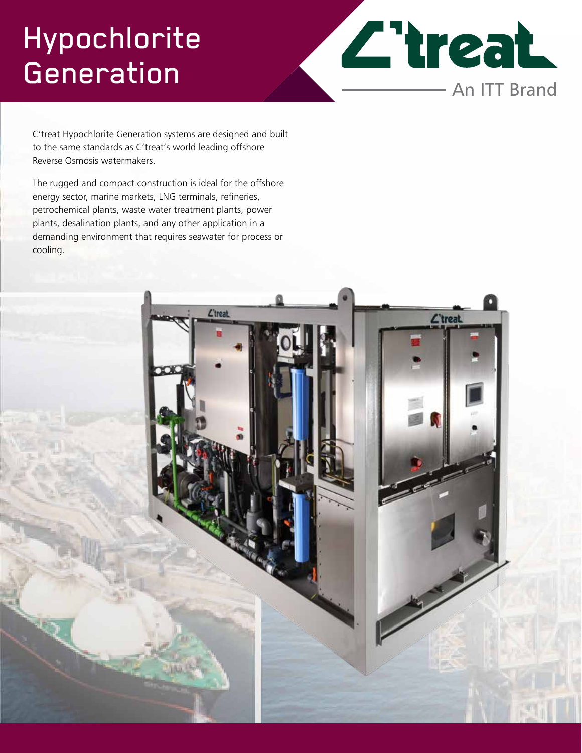# Hypochlorite Generation

C'treat
An ITT Brand

C'treat Hypochlorite Generation systems are designed and built to the same standards as C'treat's world leading offshore Reverse Osmosis watermakers.

The rugged and compact construction is ideal for the offshore energy sector, marine markets, LNG terminals, refineries, petrochemical plants, waste water treatment plants, power plants, desalination plants, and any other application in a demanding environment that requires seawater for process or cooling.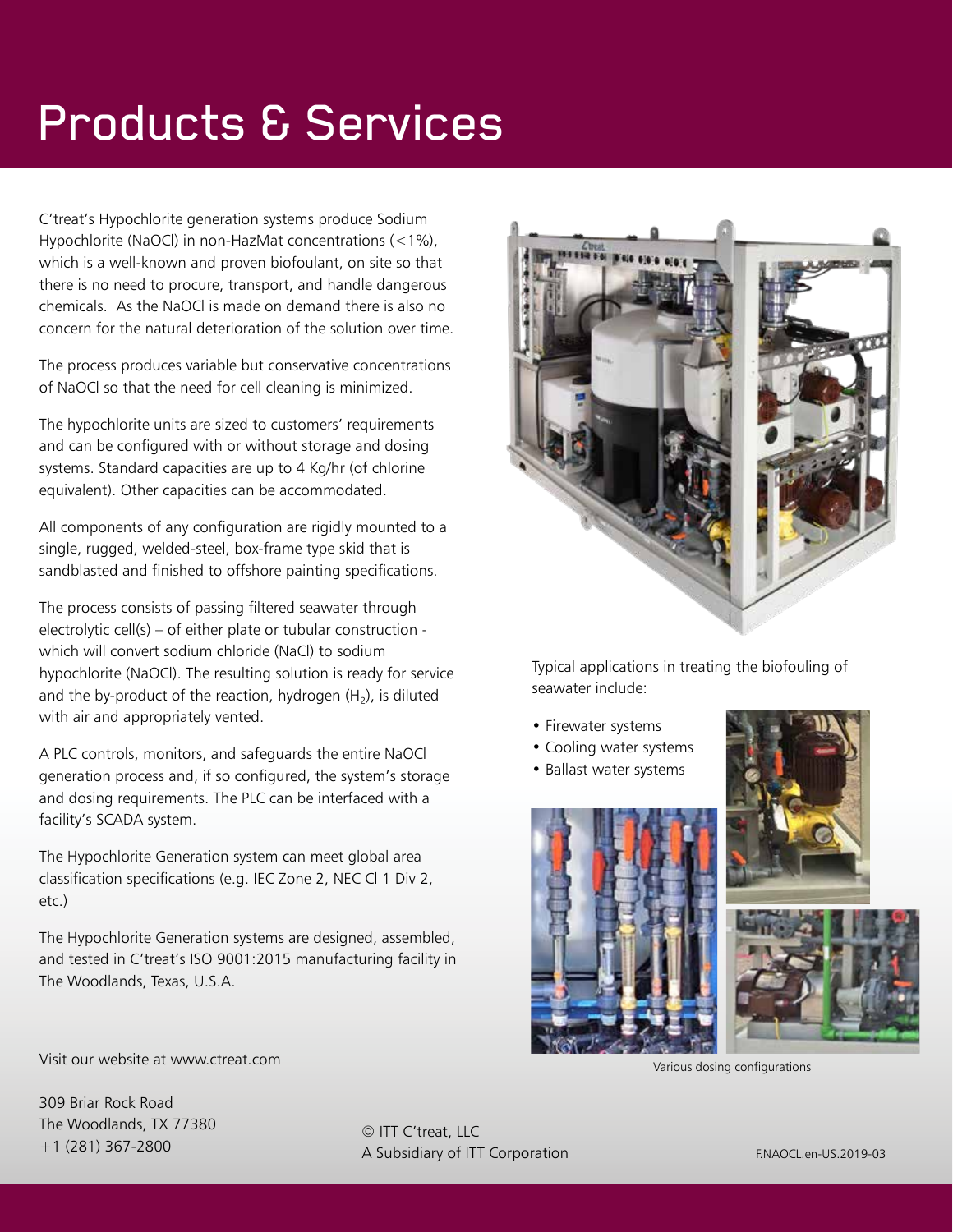# Products & Services

C'treat's Hypochlorite generation systems produce Sodium Hypochlorite (NaOCl) in non-HazMat concentrations (<1%), which is a well-known and proven biofoulant, on site so that there is no need to procure, transport, and handle dangerous chemicals. As the NaOCl is made on demand there is also no concern for the natural deterioration of the solution over time.

The process produces variable but conservative concentrations of NaOCl so that the need for cell cleaning is minimized.

The hypochlorite units are sized to customers' requirements and can be configured with or without storage and dosing systems. Standard capacities are up to 4 Kg/hr (of chlorine equivalent). Other capacities can be accommodated.

All components of any configuration are rigidly mounted to a single, rugged, welded-steel, box-frame type skid that is sandblasted and finished to offshore painting specifications.

The process consists of passing filtered seawater through electrolytic cell(s) – of either plate or tubular construction - which will convert sodium chloride (NaCl) to sodium hypochlorite (NaOCl). The resulting solution is ready for service and the by-product of the reaction, hydrogen ($H_2$), is diluted with air and appropriately vented.

A PLC controls, monitors, and safeguards the entire NaOCl generation process and, if so configured, the system's storage and dosing requirements. The PLC can be interfaced with a facility's SCADA system.

The Hypochlorite Generation system can meet global area classification specifications (e.g. IEC Zone 2, NEC Cl 1 Div 2, etc.)

The Hypochlorite Generation systems are designed, assembled, and tested in C'treat's ISO 9001:2015 manufacturing facility in The Woodlands, Texas, U.S.A.

Typical applications in treating the biofouling of seawater include:

- Firewater systems
- Cooling water systems
- Ballast water systems

Various dosing configurations

Visit our website at www.ctreat.com

309 Briar Rock Road
The Woodlands, TX 77380
+1 (281) 367-2800

© ITT C'treat, LLC
A Subsidiary of ITT Corporation

F.NAOCL.en-US.2019-03